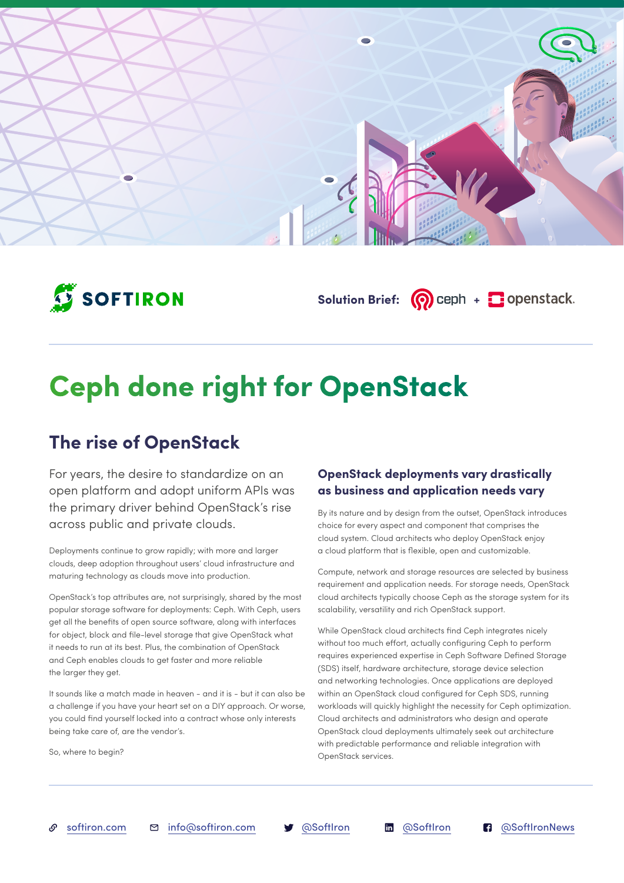SOFTIRON

Solution Brief: ceph + openstack.

# Ceph done right for OpenStack

## The rise of OpenStack

For years, the desire to standardize on an open platform and adopt uniform APIs was the primary driver behind OpenStack's rise across public and private clouds.

Deployments continue to grow rapidly; with more and larger clouds, deep adoption throughout users' cloud infrastructure and maturing technology as clouds move into production.

OpenStack's top attributes are, not surprisingly, shared by the most popular storage software for deployments: Ceph. With Ceph, users get all the benefits of open source software, along with interfaces for object, block and file-level storage that give OpenStack what it needs to run at its best. Plus, the combination of OpenStack and Ceph enables clouds to get faster and more reliable the larger they get.

It sounds like a match made in heaven – and it is – but it can also be a challenge if you have your heart set on a DIY approach. Or worse, you could find yourself locked into a contract whose only interests being take care of, are the vendor's.

So, where to begin?

### OpenStack deployments vary drastically as business and application needs vary

By its nature and by design from the outset, OpenStack introduces choice for every aspect and component that comprises the cloud system. Cloud architects who deploy OpenStack enjoy a cloud platform that is flexible, open and customizable.

Compute, network and storage resources are selected by business requirement and application needs. For storage needs, OpenStack cloud architects typically choose Ceph as the storage system for its scalability, versatility and rich OpenStack support.

While OpenStack cloud architects find Ceph integrates nicely without too much effort, actually configuring Ceph to perform requires experienced expertise in Ceph Software Defined Storage (SDS) itself, hardware architecture, storage device selection and networking technologies. Once applications are deployed within an OpenStack cloud configured for Ceph SDS, running workloads will quickly highlight the necessity for Ceph optimization. Cloud architects and administrators who design and operate OpenStack cloud deployments ultimately seek out architecture with predictable performance and reliable integration with OpenStack services.

softiron.com | info@softiron.com | @SoftIron | @SoftIron | @SoftIronNews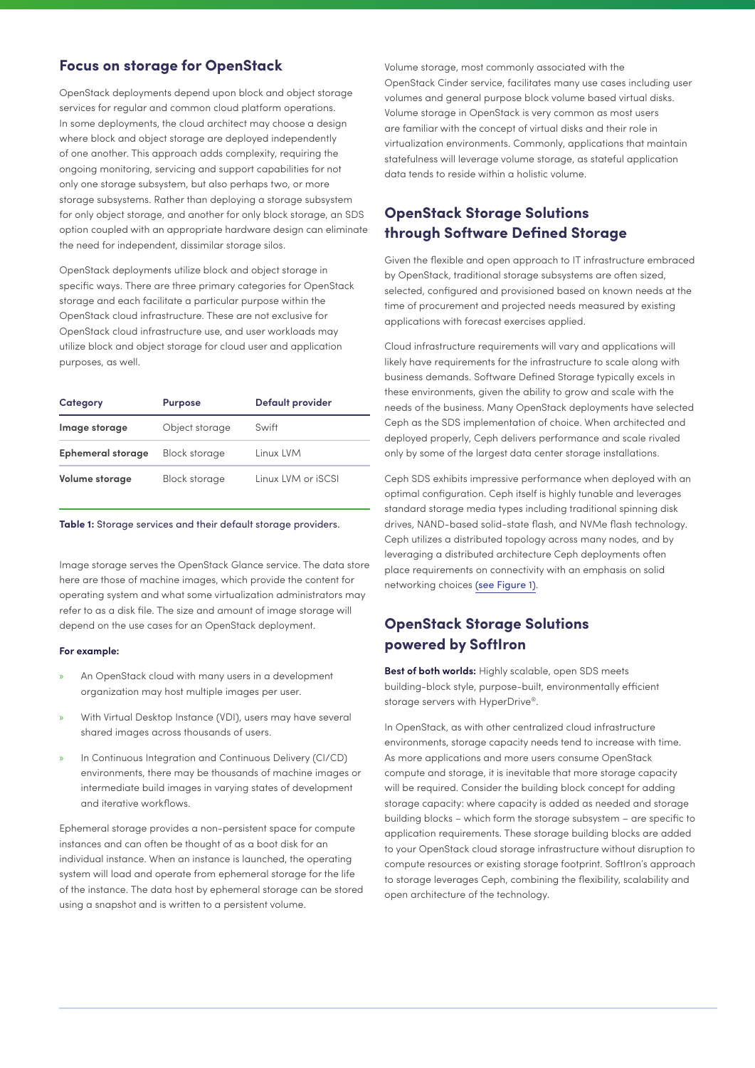## Focus on storage for OpenStack

OpenStack deployments depend upon block and object storage services for regular and common cloud platform operations. In some deployments, the cloud architect may choose a design where block and object storage are deployed independently of one another. This approach adds complexity, requiring the ongoing monitoring, servicing and support capabilities for not only one storage subsystem, but also perhaps two, or more storage subsystems. Rather than deploying a storage subsystem for only object storage, and another for only block storage, an SDS option coupled with an appropriate hardware design can eliminate the need for independent, dissimilar storage silos.

OpenStack deployments utilize block and object storage in specific ways. There are three primary categories for OpenStack storage and each facilitate a particular purpose within the OpenStack cloud infrastructure. These are not exclusive for OpenStack cloud infrastructure use, and user workloads may utilize block and object storage for cloud user and application purposes, as well.

| Category | Purpose | Default provider |
|---|---|---|
| **Image storage** | Object storage | Swift |
| **Ephemeral storage** | Block storage | Linux LVM |
| **Volume storage** | Block storage | Linux LVM or iSCSI |

**Table 1:** Storage services and their default storage providers.

Image storage serves the OpenStack Glance service. The data store here are those of machine images, which provide the content for operating system and what some virtualization administrators may refer to as a disk file. The size and amount of image storage will depend on the use cases for an OpenStack deployment.

**For example:**

- An OpenStack cloud with many users in a development organization may host multiple images per user.
- With Virtual Desktop Instance (VDI), users may have several shared images across thousands of users.
- In Continuous Integration and Continuous Delivery (CI/CD) environments, there may be thousands of machine images or intermediate build images in varying states of development and iterative workflows.

Ephemeral storage provides a non-persistent space for compute instances and can often be thought of as a boot disk for an individual instance. When an instance is launched, the operating system will load and operate from ephemeral storage for the life of the instance. The data host by ephemeral storage can be stored using a snapshot and is written to a persistent volume.

Volume storage, most commonly associated with the OpenStack Cinder service, facilitates many use cases including user volumes and general purpose block volume based virtual disks. Volume storage in OpenStack is very common as most users are familiar with the concept of virtual disks and their role in virtualization environments. Commonly, applications that maintain statefulness will leverage volume storage, as stateful application data tends to reside within a holistic volume.

## OpenStack Storage Solutions through Software Defined Storage

Given the flexible and open approach to IT infrastructure embraced by OpenStack, traditional storage subsystems are often sized, selected, configured and provisioned based on known needs at the time of procurement and projected needs measured by existing applications with forecast exercises applied.

Cloud infrastructure requirements will vary and applications will likely have requirements for the infrastructure to scale along with business demands. Software Defined Storage typically excels in these environments, given the ability to grow and scale with the needs of the business. Many OpenStack deployments have selected Ceph as the SDS implementation of choice. When architected and deployed properly, Ceph delivers performance and scale rivaled only by some of the largest data center storage installations.

Ceph SDS exhibits impressive performance when deployed with an optimal configuration. Ceph itself is highly tunable and leverages standard storage media types including traditional spinning disk drives, NAND-based solid-state flash, and NVMe flash technology. Ceph utilizes a distributed topology across many nodes, and by leveraging a distributed architecture Ceph deployments often place requirements on connectivity with an emphasis on solid networking choices (see Figure 1).

## OpenStack Storage Solutions powered by SoftIron

**Best of both worlds:** Highly scalable, open SDS meets building-block style, purpose-built, environmentally efficient storage servers with HyperDrive®.

In OpenStack, as with other centralized cloud infrastructure environments, storage capacity needs tend to increase with time. As more applications and more users consume OpenStack compute and storage, it is inevitable that more storage capacity will be required. Consider the building block concept for adding storage capacity: where capacity is added as needed and storage building blocks – which form the storage subsystem – are specific to application requirements. These storage building blocks are added to your OpenStack cloud storage infrastructure without disruption to compute resources or existing storage footprint. SoftIron's approach to storage leverages Ceph, combining the flexibility, scalability and open architecture of the technology.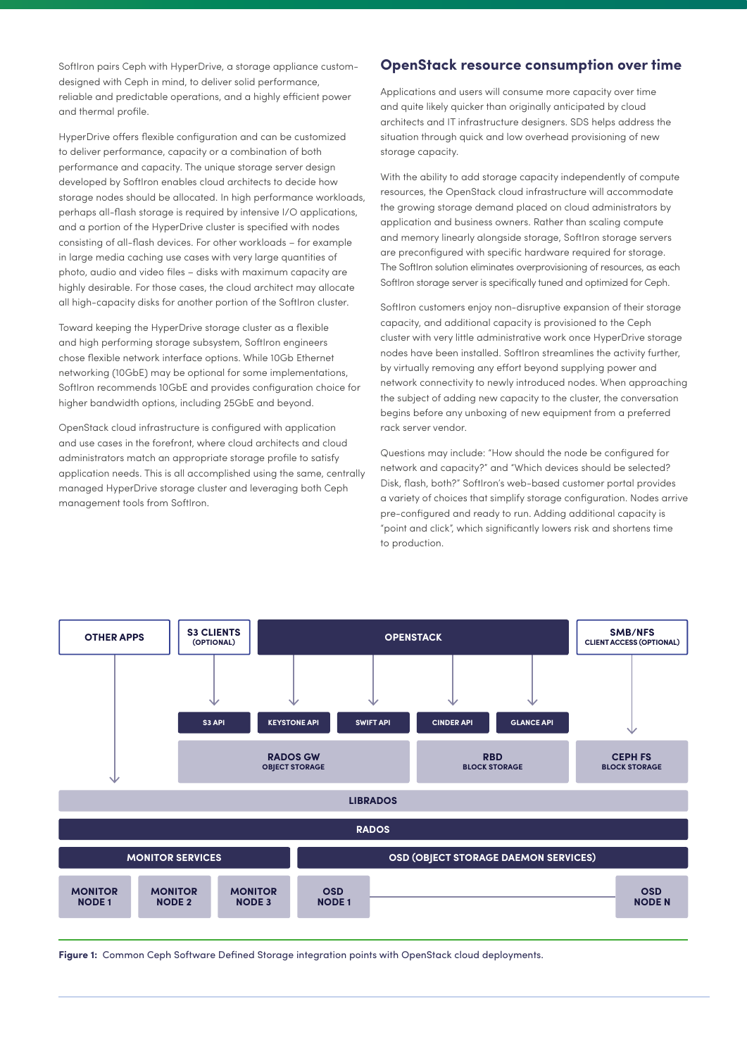SoftIron pairs Ceph with HyperDrive, a storage appliance custom-designed with Ceph in mind, to deliver solid performance, reliable and predictable operations, and a highly efficient power and thermal profile.

HyperDrive offers flexible configuration and can be customized to deliver performance, capacity or a combination of both performance and capacity. The unique storage server design developed by SoftIron enables cloud architects to decide how storage nodes should be allocated. In high performance workloads, perhaps all-flash storage is required by intensive I/O applications, and a portion of the HyperDrive cluster is specified with nodes consisting of all-flash devices. For other workloads – for example in large media caching use cases with very large quantities of photo, audio and video files – disks with maximum capacity are highly desirable. For those cases, the cloud architect may allocate all high-capacity disks for another portion of the SoftIron cluster.

Toward keeping the HyperDrive storage cluster as a flexible and high performing storage subsystem, SoftIron engineers chose flexible network interface options. While 10Gb Ethernet networking (10GbE) may be optional for some implementations, SoftIron recommends 10GbE and provides configuration choice for higher bandwidth options, including 25GbE and beyond.

OpenStack cloud infrastructure is configured with application and use cases in the forefront, where cloud architects and cloud administrators match an appropriate storage profile to satisfy application needs. This is all accomplished using the same, centrally managed HyperDrive storage cluster and leveraging both Ceph management tools from SoftIron.

## OpenStack resource consumption over time

Applications and users will consume more capacity over time and quite likely quicker than originally anticipated by cloud architects and IT infrastructure designers. SDS helps address the situation through quick and low overhead provisioning of new storage capacity.

With the ability to add storage capacity independently of compute resources, the OpenStack cloud infrastructure will accommodate the growing storage demand placed on cloud administrators by application and business owners. Rather than scaling compute and memory linearly alongside storage, SoftIron storage servers are preconfigured with specific hardware required for storage. The SoftIron solution eliminates overprovisioning of resources, as each SoftIron storage server is specifically tuned and optimized for Ceph.

SoftIron customers enjoy non-disruptive expansion of their storage capacity, and additional capacity is provisioned to the Ceph cluster with very little administrative work once HyperDrive storage nodes have been installed. SoftIron streamlines the activity further, by virtually removing any effort beyond supplying power and network connectivity to newly introduced nodes. When approaching the subject of adding new capacity to the cluster, the conversation begins before any unboxing of new equipment from a preferred rack server vendor.

Questions may include: "How should the node be configured for network and capacity?" and "Which devices should be selected? Disk, flash, both?" SoftIron's web-based customer portal provides a variety of choices that simplify storage configuration. Nodes arrive pre-configured and ready to run. Adding additional capacity is "point and click", which significantly lowers risk and shortens time to production.

**Figure 1:** Common Ceph Software Defined Storage integration points with OpenStack cloud deployments.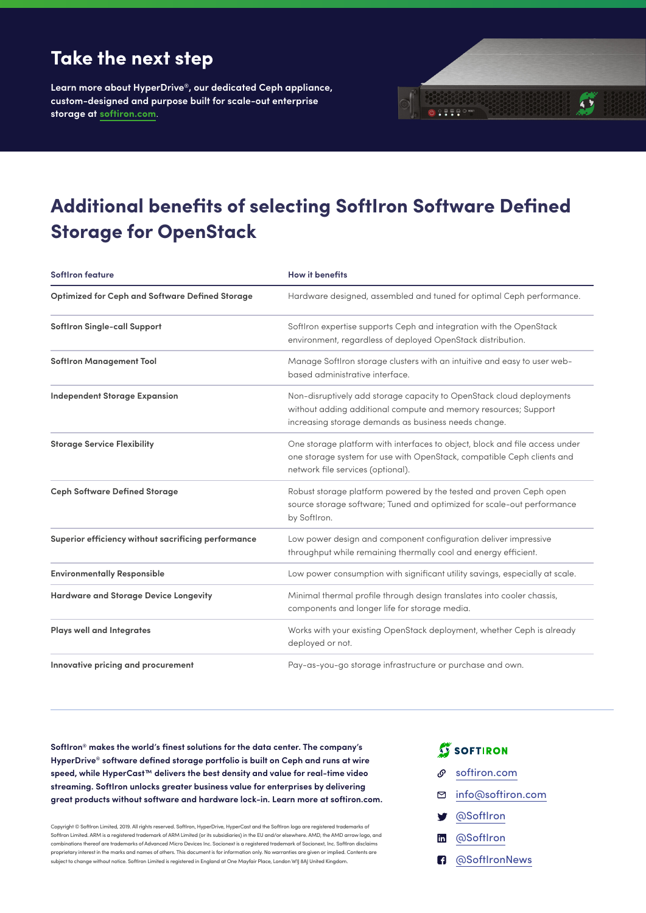## Take the next step

**Learn more about HyperDrive®, our dedicated Ceph appliance, custom-designed and purpose built for scale-out enterprise storage at softiron.com.**

# Additional benefits of selecting SoftIron Software Defined Storage for OpenStack

| SoftIron feature | How it benefits |
|---|---|
| **Optimized for Ceph and Software Defined Storage** | Hardware designed, assembled and tuned for optimal Ceph performance. |
| **SoftIron Single-call Support** | SoftIron expertise supports Ceph and integration with the OpenStack environment, regardless of deployed OpenStack distribution. |
| **SoftIron Management Tool** | Manage SoftIron storage clusters with an intuitive and easy to user web-based administrative interface. |
| **Independent Storage Expansion** | Non-disruptively add storage capacity to OpenStack cloud deployments without adding additional compute and memory resources; Support increasing storage demands as business needs change. |
| **Storage Service Flexibility** | One storage platform with interfaces to object, block and file access under one storage system for use with OpenStack, compatible Ceph clients and network file services (optional). |
| **Ceph Software Defined Storage** | Robust storage platform powered by the tested and proven Ceph open source storage software; Tuned and optimized for scale-out performance by SoftIron. |
| **Superior efficiency without sacrificing performance** | Low power design and component configuration deliver impressive throughput while remaining thermally cool and energy efficient. |
| **Environmentally Responsible** | Low power consumption with significant utility savings, especially at scale. |
| **Hardware and Storage Device Longevity** | Minimal thermal profile through design translates into cooler chassis, components and longer life for storage media. |
| **Plays well and Integrates** | Works with your existing OpenStack deployment, whether Ceph is already deployed or not. |
| **Innovative pricing and procurement** | Pay-as-you-go storage infrastructure or purchase and own. |

**SoftIron® makes the world's finest solutions for the data center. The company's HyperDrive® software defined storage portfolio is built on Ceph and runs at wire speed, while HyperCast™ delivers the best density and value for real-time video streaming. SoftIron unlocks greater business value for enterprises by delivering great products without software and hardware lock-in. Learn more at softiron.com.**

Copyright © SoftIron Limited, 2019. All rights reserved. SoftIron, HyperDrive, HyperCast and the SoftIron logo are registered trademarks of SoftIron Limited. ARM is a registered trademark of ARM Limited (or its subsidiaries) in the EU and/or elsewhere. AMD, the AMD arrow logo, and combinations thereof are trademarks of Advanced Micro Devices Inc. Socionext is a registered trademark of Socionext, Inc. SoftIron disclaims proprietary interest in the marks and names of others. This document is for information only. No warranties are given or implied. Contents are subject to change without notice. SoftIron Limited is registered in England at One Mayfair Place, London W1J 8AJ United Kingdom.

SOFTIRON

- softiron.com
- info@softiron.com
- @SoftIron
- @SoftIron
- @SoftIronNews